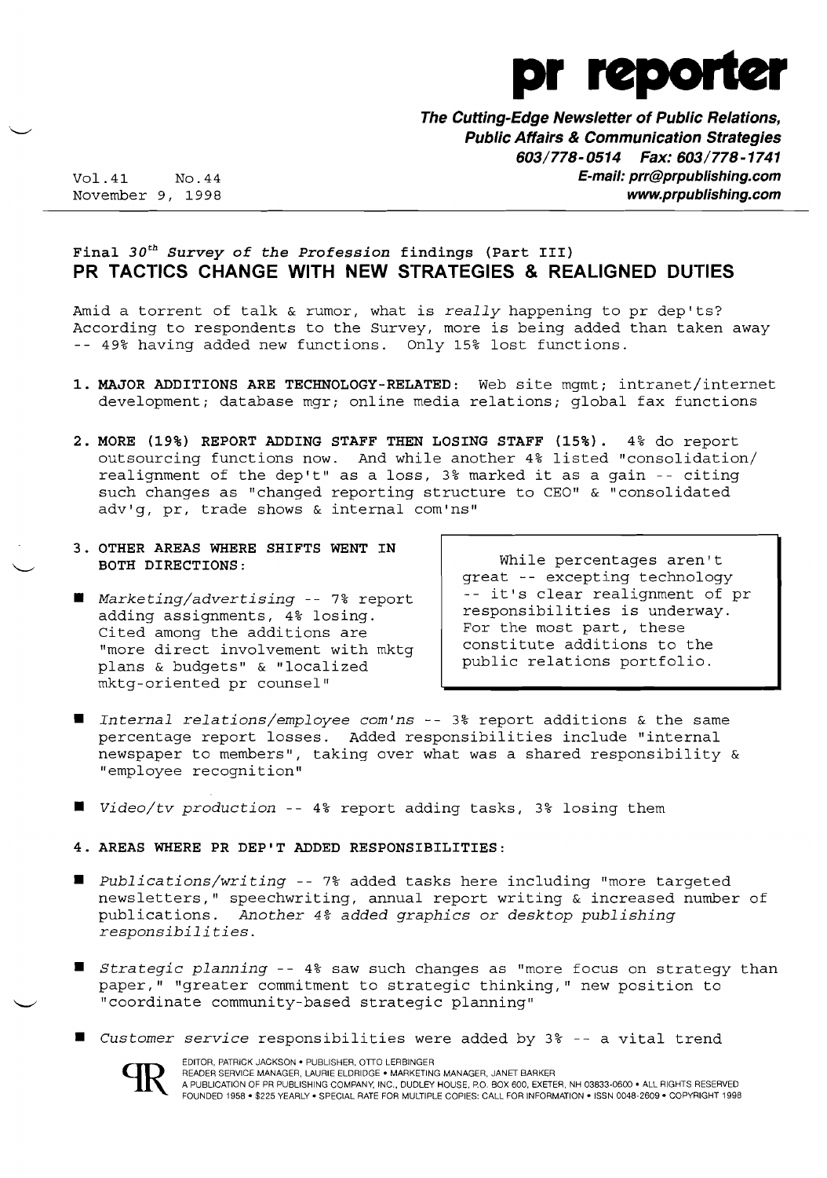# pr reporter

**The Cutting-Edge Newsletter of Public Relations, Public Affairs & Communication Strategies**
**603/778-0514 Fax: 603/778-1741**
**E-mail: prr@prpublishing.com**
**www.prpublishing.com**

Vol.41 No.44
November 9, 1998

---

Final 30th *Survey of the Profession* findings (Part III)

## PR TACTICS CHANGE WITH NEW STRATEGIES & REALIGNED DUTIES

Amid a torrent of talk & rumor, what is *really* happening to pr dep'ts? According to respondents to the Survey, more is being added than taken away -- 49% having added new functions. Only 15% lost functions.

1. **MAJOR ADDITIONS ARE TECHNOLOGY-RELATED:** Web site mgmt; intranet/internet development; database mgr; online media relations; global fax functions

2. **MORE (19%) REPORT ADDING STAFF THEN LOSING STAFF (15%).** 4% do report outsourcing functions now. And while another 4% listed "consolidation/ realignment of the dep't" as a loss, 3% marked it as a gain -- citing such changes as "changed reporting structure to CEO" & "consolidated adv'g, pr, trade shows & internal com'ns"

3. **OTHER AREAS WHERE SHIFTS WENT IN BOTH DIRECTIONS:**

- *Marketing/advertising* -- 7% report adding assignments, 4% losing. Cited among the additions are "more direct involvement with mktg plans & budgets" & "localized mktg-oriented pr counsel"

> While percentages aren't great -- excepting technology -- it's clear realignment of pr responsibilities is underway. For the most part, these constitute additions to the public relations portfolio.

- *Internal relations/employee com'ns* -- 3% report additions & the same percentage report losses. Added responsibilities include "internal newspaper to members", taking over what was a shared responsibility & "employee recognition"

- *Video/tv production* -- 4% report adding tasks, 3% losing them

4. **AREAS WHERE PR DEP'T ADDED RESPONSIBILITIES:**

- *Publications/writing* -- 7% added tasks here including "more targeted newsletters," speechwriting, annual report writing & increased number of publications. *Another 4% added graphics or desktop publishing responsibilities.*

- *Strategic planning* -- 4% saw such changes as "more focus on strategy than paper," "greater commitment to strategic thinking," new position to "coordinate community-based strategic planning"

- *Customer service* responsibilities were added by 3% -- a vital trend

EDITOR, PATRICK JACKSON • PUBLISHER, OTTO LERBINGER
READER SERVICE MANAGER, LAURIE ELDRIDGE • MARKETING MANAGER, JANET BARKER
A PUBLICATION OF PR PUBLISHING COMPANY, INC., DUDLEY HOUSE, P.O. BOX 600, EXETER, NH 03833-0600 • ALL RIGHTS RESERVED
FOUNDED 1958 • $225 YEARLY • SPECIAL RATE FOR MULTIPLE COPIES: CALL FOR INFORMATION • ISSN 0048-2609 • COPYRIGHT 1998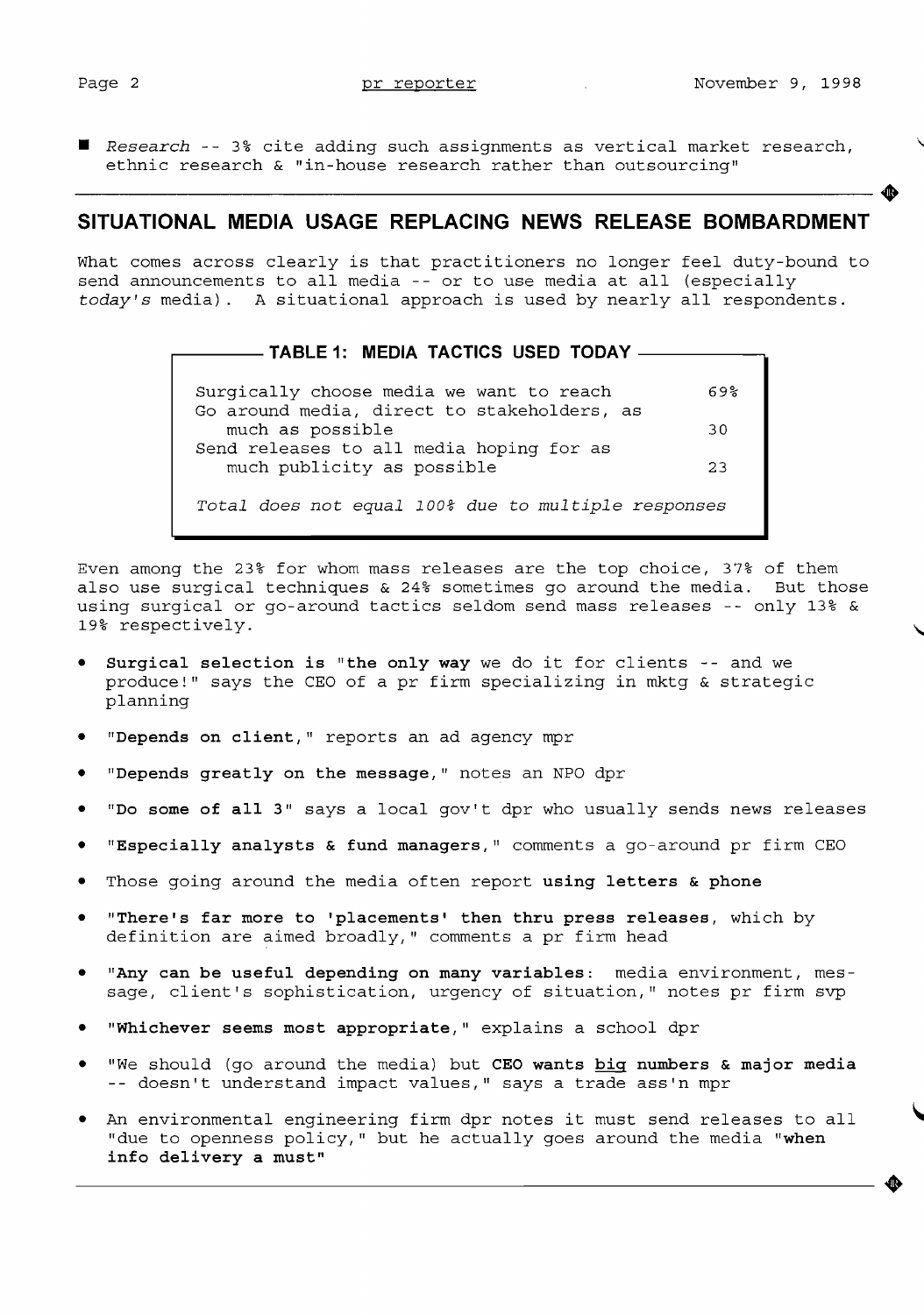- *Research* -- 3% cite adding such assignments as vertical market research, ethnic research & "in-house research rather than outsourcing"

## SITUATIONAL MEDIA USAGE REPLACING NEWS RELEASE BOMBARDMENT

What comes across clearly is that practitioners no longer feel duty-bound to send announcements to all media -- or to use media at all (especially *today's* media). A situational approach is used by nearly all respondents.

**TABLE 1: MEDIA TACTICS USED TODAY**

| Tactic | % |
|---|---|
| Surgically choose media we want to reach | 69% |
| Go around media, direct to stakeholders, as much as possible | 30 |
| Send releases to all media hoping for as much publicity as possible | 23 |

*Total does not equal 100% due to multiple responses*

Even among the 23% for whom mass releases are the top choice, 37% of them also use surgical techniques & 24% sometimes go around the media. But those using surgical or go-around tactics seldom send mass releases -- only 13% & 19% respectively.

- **Surgical selection is** "**the only way** we do it for clients -- and we produce!" says the CEO of a pr firm specializing in mktg & strategic planning
- "**Depends on client,**" reports an ad agency mpr
- "**Depends greatly on the message,**" notes an NPO dpr
- "**Do some of all 3**" says a local gov't dpr who usually sends news releases
- "**Especially analysts & fund managers,**" comments a go-around pr firm CEO
- Those going around the media often report **using letters & phone**
- "**There's far more to 'placements' then thru press releases**, which by definition are aimed broadly," comments a pr firm head
- "**Any can be useful depending on many variables**: media environment, message, client's sophistication, urgency of situation," notes pr firm svp
- "**Whichever seems most appropriate,**" explains a school dpr
- "We should (go around the media) but **CEO wants big numbers & major media** -- doesn't understand impact values," says a trade ass'n mpr
- An environmental engineering firm dpr notes it must send releases to all "due to openness policy," but he actually goes around the media "**when info delivery a must**"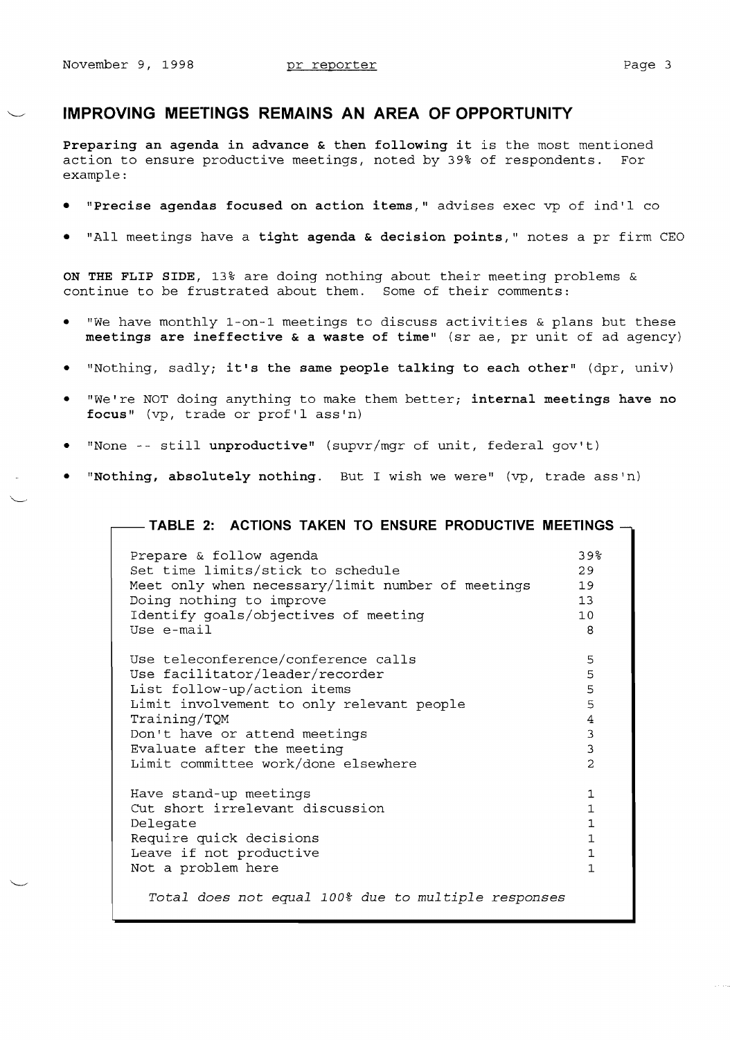## IMPROVING MEETINGS REMAINS AN AREA OF OPPORTUNITY

**Preparing an agenda in advance & then following it** is the most mentioned action to ensure productive meetings, noted by 39% of respondents. For example:

- "**Precise agendas focused on action items**," advises exec vp of ind'l co
- "All meetings have a **tight agenda & decision points**," notes a pr firm CEO

**ON THE FLIP SIDE**, 13% are doing nothing about their meeting problems & continue to be frustrated about them. Some of their comments:

- "We have monthly 1-on-1 meetings to discuss activities & plans but these **meetings are ineffective & a waste of time**" (sr ae, pr unit of ad agency)
- "Nothing, sadly; **it's the same people talking to each other**" (dpr, univ)
- "We're NOT doing anything to make them better; **internal meetings have no focus**" (vp, trade or prof'l ass'n)
- "None -- still **unproductive**" (supvr/mgr of unit, federal gov't)
- "**Nothing, absolutely nothing**. But I wish we were" (vp, trade ass'n)

### TABLE 2: ACTIONS TAKEN TO ENSURE PRODUCTIVE MEETINGS

| Action | % |
|---|---|
| Prepare & follow agenda | 39% |
| Set time limits/stick to schedule | 29 |
| Meet only when necessary/limit number of meetings | 19 |
| Doing nothing to improve | 13 |
| Identify goals/objectives of meeting | 10 |
| Use e-mail | 8 |
| Use teleconference/conference calls | 5 |
| Use facilitator/leader/recorder | 5 |
| List follow-up/action items | 5 |
| Limit involvement to only relevant people | 5 |
| Training/TQM | 4 |
| Don't have or attend meetings | 3 |
| Evaluate after the meeting | 3 |
| Limit committee work/done elsewhere | 2 |
| Have stand-up meetings | 1 |
| Cut short irrelevant discussion | 1 |
| Delegate | 1 |
| Require quick decisions | 1 |
| Leave if not productive | 1 |
| Not a problem here | 1 |

*Total does not equal 100% due to multiple responses*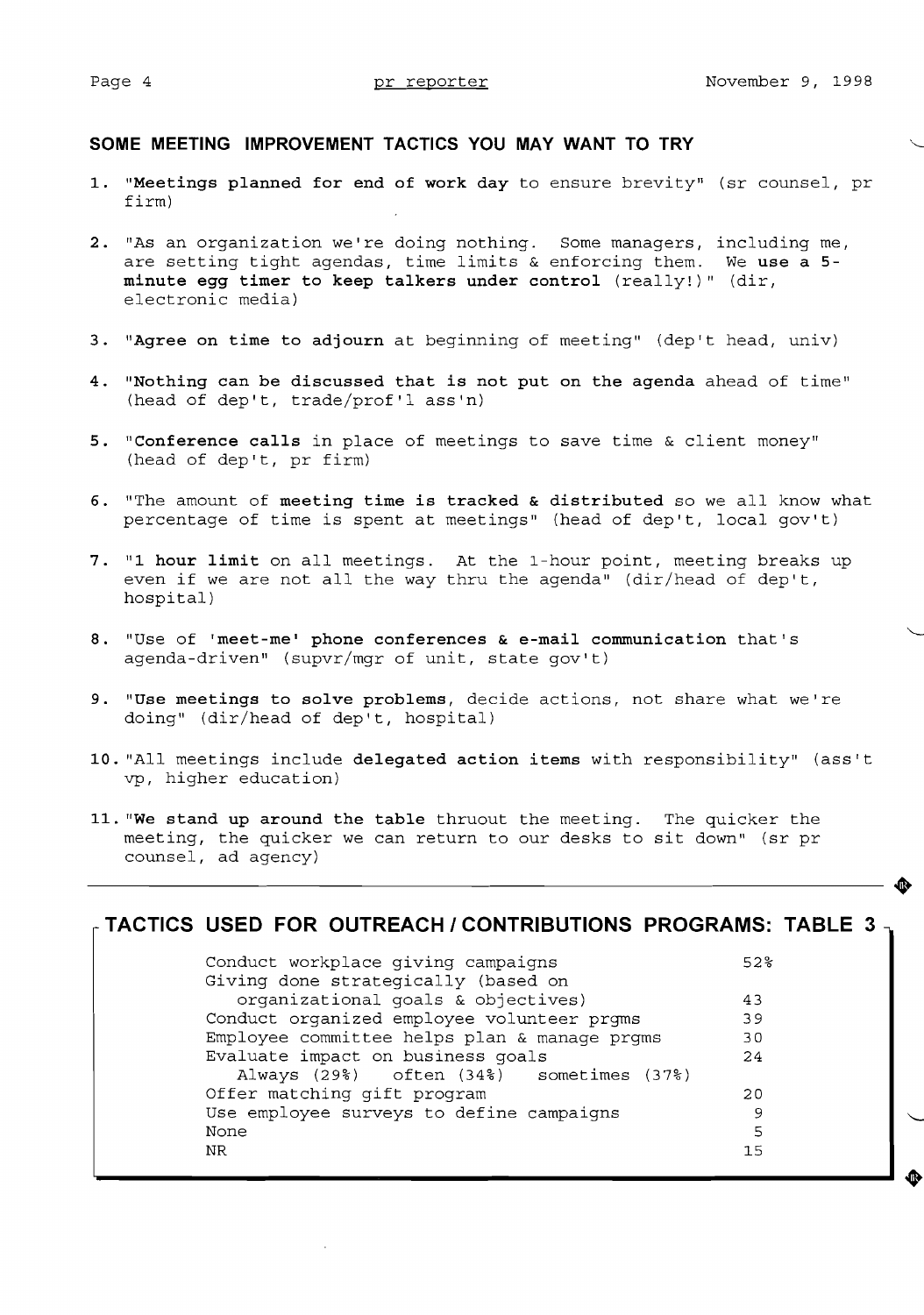## SOME MEETING IMPROVEMENT TACTICS YOU MAY WANT TO TRY

1. "**Meetings planned for end of work day** to ensure brevity" (sr counsel, pr firm)

2. "As an organization we're doing nothing. Some managers, including me, are setting tight agendas, time limits & enforcing them. We **use a 5-minute egg timer to keep talkers under control** (really!)" (dir, electronic media)

3. "**Agree on time to adjourn** at beginning of meeting" (dep't head, univ)

4. "**Nothing can be discussed that is not put on the agenda** ahead of time" (head of dep't, trade/prof'l ass'n)

5. "**Conference calls** in place of meetings to save time & client money" (head of dep't, pr firm)

6. "The amount of **meeting time is tracked & distributed** so we all know what percentage of time is spent at meetings" (head of dep't, local gov't)

7. "**1 hour limit** on all meetings. At the 1-hour point, meeting breaks up even if we are not all the way thru the agenda" (dir/head of dep't, hospital)

8. "Use of '**meet-me' phone conferences & e-mail communication** that's agenda-driven" (supvr/mgr of unit, state gov't)

9. "**Use meetings to solve problems**, decide actions, not share what we're doing" (dir/head of dep't, hospital)

10. "All meetings include **delegated action items** with responsibility" (ass't vp, higher education)

11. "**We stand up around the table** thruout the meeting. The quicker the meeting, the quicker we can return to our desks to sit down" (sr pr counsel, ad agency)

---

## TACTICS USED FOR OUTREACH / CONTRIBUTIONS PROGRAMS: TABLE 3

| Tactic | % |
|---|---|
| Conduct workplace giving campaigns | 52% |
| Giving done strategically (based on organizational goals & objectives) | 43 |
| Conduct organized employee volunteer prgms | 39 |
| Employee committee helps plan & manage prgms | 30 |
| Evaluate impact on business goals<br>Always (29%) often (34%) sometimes (37%) | 24 |
| Offer matching gift program | 20 |
| Use employee surveys to define campaigns | 9 |
| None | 5 |
| NR | 15 |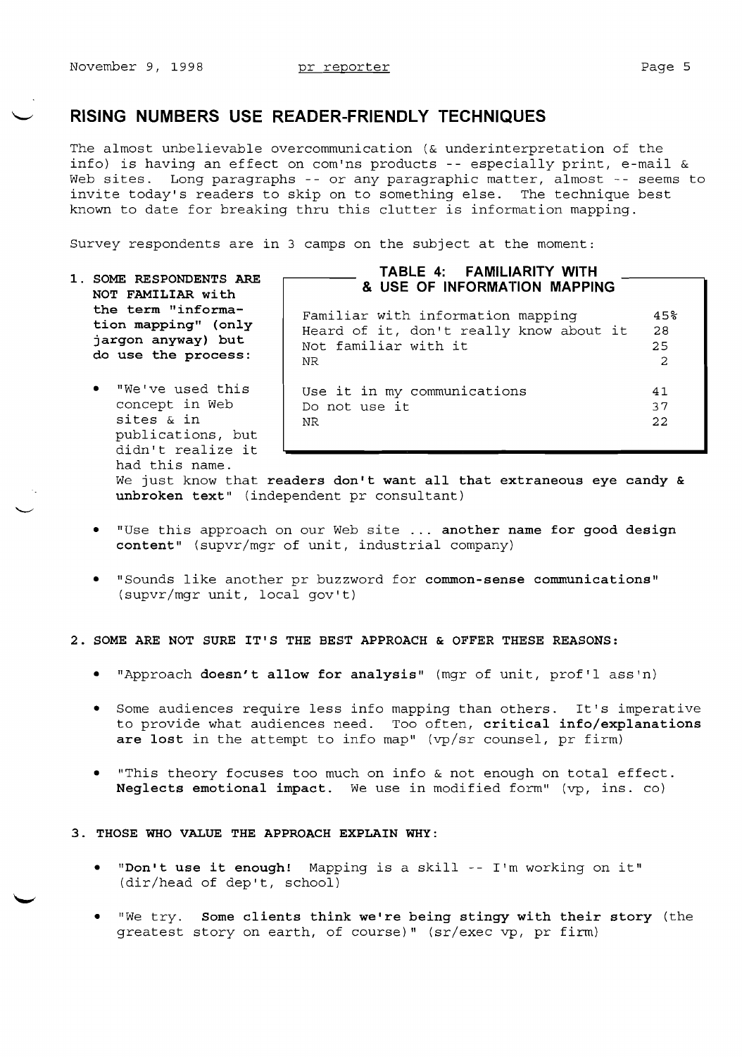## RISING NUMBERS USE READER-FRIENDLY TECHNIQUES

The almost unbelievable overcommunication (& underinterpretation of the info) is having an effect on com'ns products -- especially print, e-mail & Web sites. Long paragraphs -- or any paragraphic matter, almost -- seems to invite today's readers to skip on to something else. The technique best known to date for breaking thru this clutter is information mapping.

Survey respondents are in 3 camps on the subject at the moment:

**TABLE 4: FAMILIARITY WITH & USE OF INFORMATION MAPPING**

| | |
|---|---|
| Familiar with information mapping | 45% |
| Heard of it, don't really know about it | 28 |
| Not familiar with it | 25 |
| NR | 2 |
| Use it in my communications | 41 |
| Do not use it | 37 |
| NR | 22 |

1. **SOME RESPONDENTS ARE NOT FAMILIAR with the term "information mapping" (only jargon anyway) but do use the process:**

   - "We've used this concept in Web sites & in publications, but didn't realize it had this name. We just know that **readers don't want all that extraneous eye candy & unbroken text**" (independent pr consultant)

   - "Use this approach on our Web site ... **another name for good design content**" (supvr/mgr of unit, industrial company)

   - "Sounds like another pr buzzword for **common-sense communications**" (supvr/mgr unit, local gov't)

2. **SOME ARE NOT SURE IT'S THE BEST APPROACH & OFFER THESE REASONS:**

   - "Approach **doesn't allow for analysis**" (mgr of unit, prof'l ass'n)

   - Some audiences require less info mapping than others. It's imperative to provide what audiences need. Too often, **critical info/explanations are lost** in the attempt to info map" (vp/sr counsel, pr firm)

   - "This theory focuses too much on info & not enough on total effect. **Neglects emotional impact.** We use in modified form" (vp, ins. co)

3. **THOSE WHO VALUE THE APPROACH EXPLAIN WHY:**

   - "**Don't use it enough!** Mapping is a skill -- I'm working on it" (dir/head of dep't, school)

   - "We try. **Some clients think we're being stingy with their story** (the greatest story on earth, of course)" (sr/exec vp, pr firm)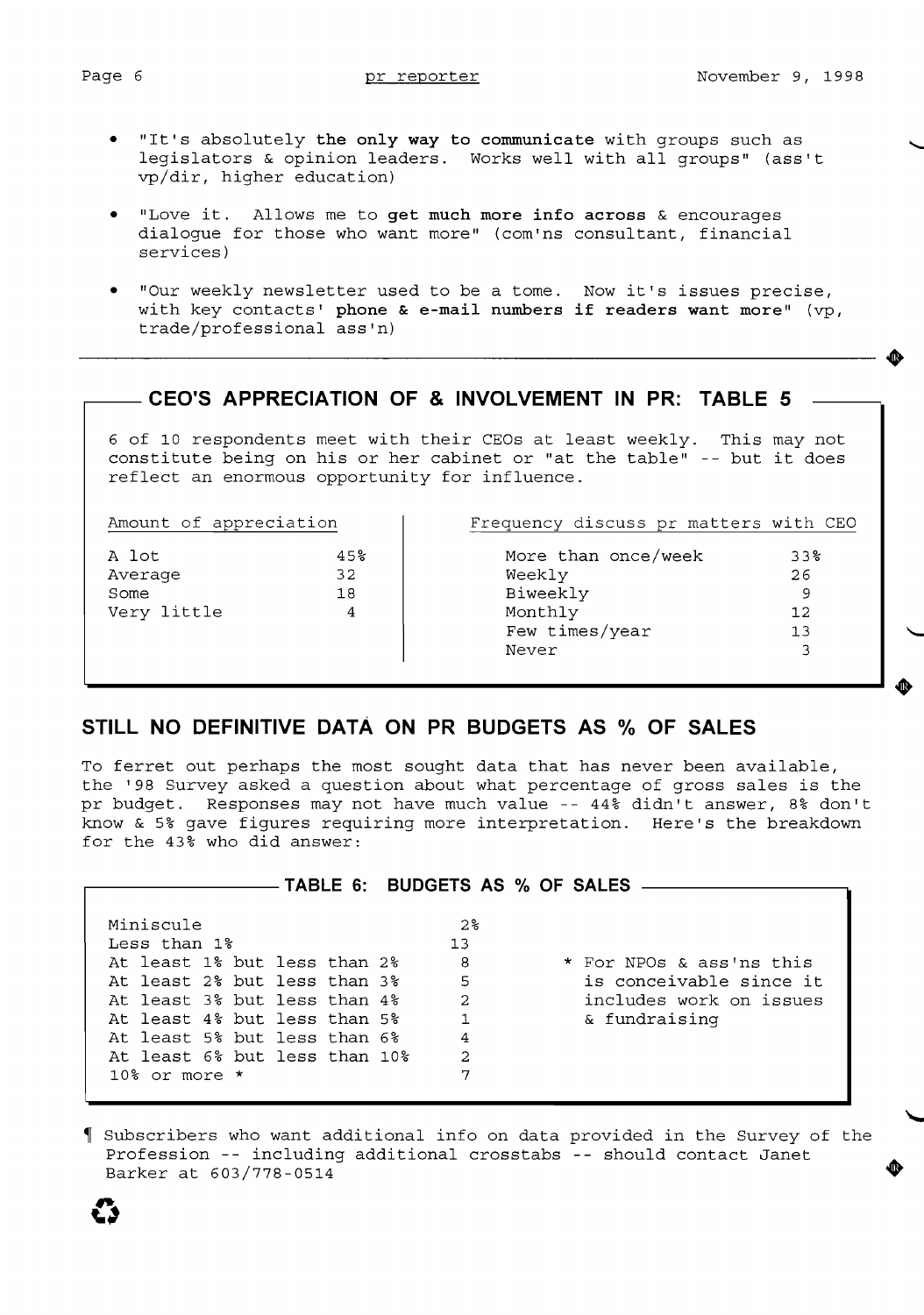- "It's absolutely **the only way to communicate** with groups such as legislators & opinion leaders. Works well with all groups" (ass't vp/dir, higher education)
- "Love it. Allows me to **get much more info across** & encourages dialogue for those who want more" (com'ns consultant, financial services)
- "Our weekly newsletter used to be a tome. Now it's issues precise, with key contacts' **phone & e-mail numbers if readers want more**" (vp, trade/professional ass'n)

## CEO'S APPRECIATION OF & INVOLVEMENT IN PR: TABLE 5

6 of 10 respondents meet with their CEOs at least weekly. This may not constitute being on his or her cabinet or "at the table" -- but it does reflect an enormous opportunity for influence.

| Amount of appreciation | |
|---|---|
| A lot | 45% |
| Average | 32 |
| Some | 18 |
| Very little | 4 |

| Frequency discuss pr matters with CEO | |
|---|---|
| More than once/week | 33% |
| Weekly | 26 |
| Biweekly | 9 |
| Monthly | 12 |
| Few times/year | 13 |
| Never | 3 |

## STILL NO DEFINITIVE DATA ON PR BUDGETS AS % OF SALES

To ferret out perhaps the most sought data that has never been available, the '98 Survey asked a question about what percentage of gross sales is the pr budget. Responses may not have much value -- 44% didn't answer, 8% don't know & 5% gave figures requiring more interpretation. Here's the breakdown for the 43% who did answer:

### TABLE 6: BUDGETS AS % OF SALES

| | |
|---|---|
| Miniscule | 2% |
| Less than 1% | 13 |
| At least 1% but less than 2% | 8 |
| At least 2% but less than 3% | 5 |
| At least 3% but less than 4% | 2 |
| At least 4% but less than 5% | 1 |
| At least 5% but less than 6% | 4 |
| At least 6% but less than 10% | 2 |
| 10% or more * | 7 |

\* For NPOs & ass'ns this is conceivable since it includes work on issues & fundraising

¶ Subscribers who want additional info on data provided in the Survey of the Profession -- including additional crosstabs -- should contact Janet Barker at 603/778-0514